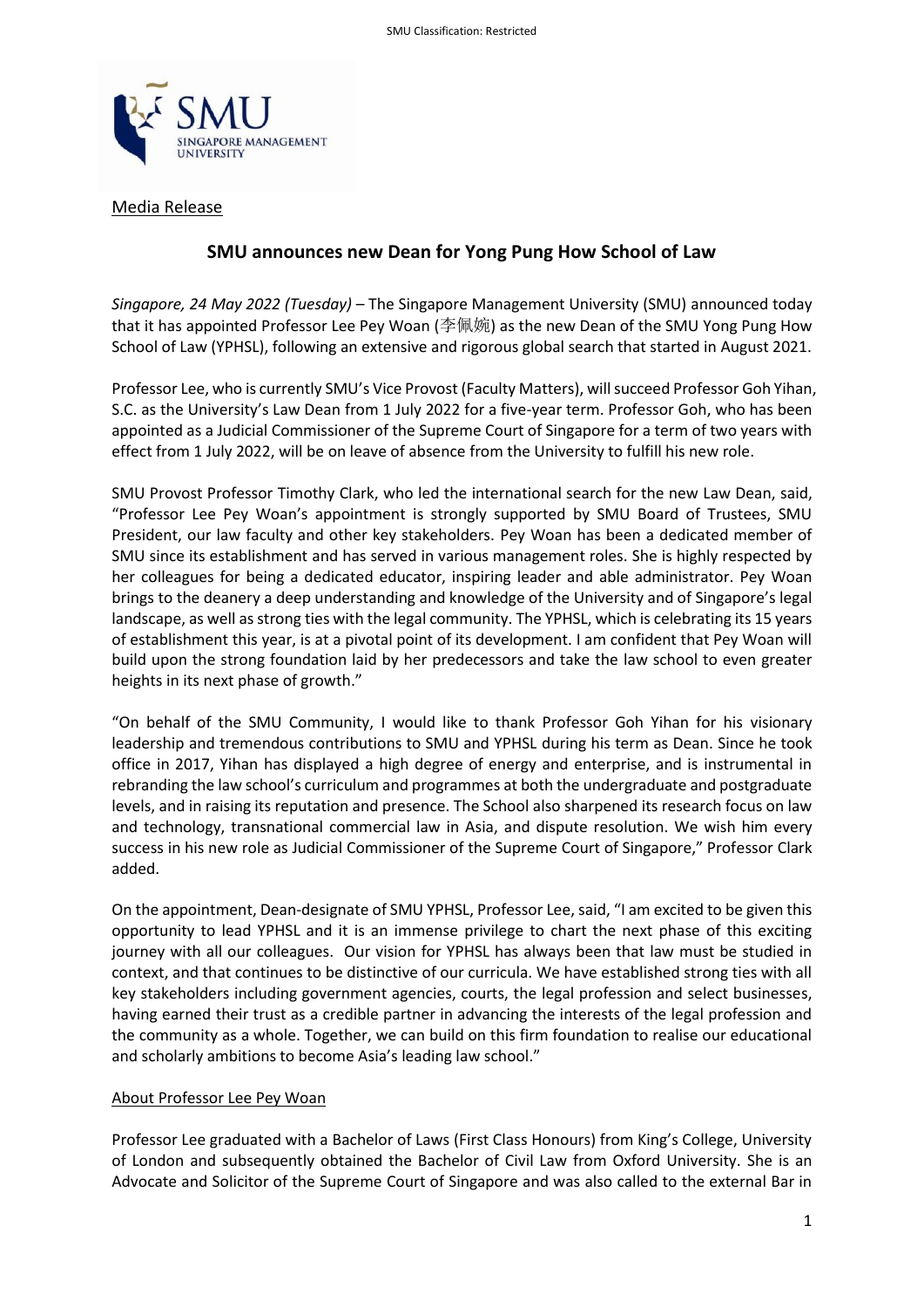Media Release

# SMU announces new Dean for Yong Pung How School of Law

*Singapore, 24 May 2022 (Tuesday)* – The Singapore Management University (SMU) announced today that it has appointed Professor Lee Pey Woan (李佩婉) as the new Dean of the SMU Yong Pung How School of Law (YPHSL), following an extensive and rigorous global search that started in August 2021.

Professor Lee, who is currently SMU's Vice Provost (Faculty Matters), will succeed Professor Goh Yihan, S.C. as the University's Law Dean from 1 July 2022 for a five-year term. Professor Goh, who has been appointed as a Judicial Commissioner of the Supreme Court of Singapore for a term of two years with effect from 1 July 2022, will be on leave of absence from the University to fulfill his new role.

SMU Provost Professor Timothy Clark, who led the international search for the new Law Dean, said, "Professor Lee Pey Woan's appointment is strongly supported by SMU Board of Trustees, SMU President, our law faculty and other key stakeholders. Pey Woan has been a dedicated member of SMU since its establishment and has served in various management roles. She is highly respected by her colleagues for being a dedicated educator, inspiring leader and able administrator. Pey Woan brings to the deanery a deep understanding and knowledge of the University and of Singapore's legal landscape, as well as strong ties with the legal community. The YPHSL, which is celebrating its 15 years of establishment this year, is at a pivotal point of its development. I am confident that Pey Woan will build upon the strong foundation laid by her predecessors and take the law school to even greater heights in its next phase of growth."

"On behalf of the SMU Community, I would like to thank Professor Goh Yihan for his visionary leadership and tremendous contributions to SMU and YPHSL during his term as Dean. Since he took office in 2017, Yihan has displayed a high degree of energy and enterprise, and is instrumental in rebranding the law school's curriculum and programmes at both the undergraduate and postgraduate levels, and in raising its reputation and presence. The School also sharpened its research focus on law and technology, transnational commercial law in Asia, and dispute resolution. We wish him every success in his new role as Judicial Commissioner of the Supreme Court of Singapore," Professor Clark added.

On the appointment, Dean-designate of SMU YPHSL, Professor Lee, said, "I am excited to be given this opportunity to lead YPHSL and it is an immense privilege to chart the next phase of this exciting journey with all our colleagues. Our vision for YPHSL has always been that law must be studied in context, and that continues to be distinctive of our curricula. We have established strong ties with all key stakeholders including government agencies, courts, the legal profession and select businesses, having earned their trust as a credible partner in advancing the interests of the legal profession and the community as a whole. Together, we can build on this firm foundation to realise our educational and scholarly ambitions to become Asia's leading law school."

## About Professor Lee Pey Woan

Professor Lee graduated with a Bachelor of Laws (First Class Honours) from King's College, University of London and subsequently obtained the Bachelor of Civil Law from Oxford University. She is an Advocate and Solicitor of the Supreme Court of Singapore and was also called to the external Bar in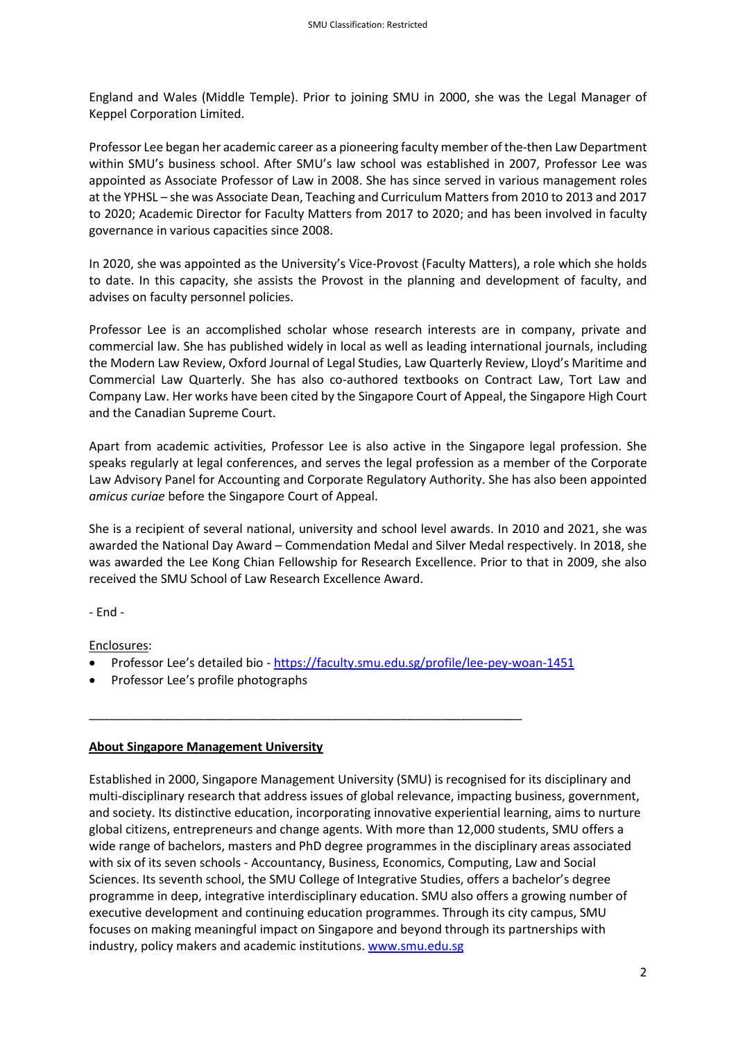England and Wales (Middle Temple). Prior to joining SMU in 2000, she was the Legal Manager of Keppel Corporation Limited.

Professor Lee began her academic career as a pioneering faculty member of the-then Law Department within SMU's business school. After SMU's law school was established in 2007, Professor Lee was appointed as Associate Professor of Law in 2008. She has since served in various management roles at the YPHSL – she was Associate Dean, Teaching and Curriculum Matters from 2010 to 2013 and 2017 to 2020; Academic Director for Faculty Matters from 2017 to 2020; and has been involved in faculty governance in various capacities since 2008.

In 2020, she was appointed as the University's Vice-Provost (Faculty Matters), a role which she holds to date. In this capacity, she assists the Provost in the planning and development of faculty, and advises on faculty personnel policies.

Professor Lee is an accomplished scholar whose research interests are in company, private and commercial law. She has published widely in local as well as leading international journals, including the Modern Law Review, Oxford Journal of Legal Studies, Law Quarterly Review, Lloyd's Maritime and Commercial Law Quarterly. She has also co-authored textbooks on Contract Law, Tort Law and Company Law. Her works have been cited by the Singapore Court of Appeal, the Singapore High Court and the Canadian Supreme Court.

Apart from academic activities, Professor Lee is also active in the Singapore legal profession. She speaks regularly at legal conferences, and serves the legal profession as a member of the Corporate Law Advisory Panel for Accounting and Corporate Regulatory Authority. She has also been appointed *amicus curiae* before the Singapore Court of Appeal.

She is a recipient of several national, university and school level awards. In 2010 and 2021, she was awarded the National Day Award – Commendation Medal and Silver Medal respectively. In 2018, she was awarded the Lee Kong Chian Fellowship for Research Excellence. Prior to that in 2009, she also received the SMU School of Law Research Excellence Award.

- End -

Enclosures:

- Professor Lee's detailed bio - https://faculty.smu.edu.sg/profile/lee-pey-woan-1451
- Professor Lee's profile photographs

---

**About Singapore Management University**

Established in 2000, Singapore Management University (SMU) is recognised for its disciplinary and multi-disciplinary research that address issues of global relevance, impacting business, government, and society. Its distinctive education, incorporating innovative experiential learning, aims to nurture global citizens, entrepreneurs and change agents. With more than 12,000 students, SMU offers a wide range of bachelors, masters and PhD degree programmes in the disciplinary areas associated with six of its seven schools - Accountancy, Business, Economics, Computing, Law and Social Sciences. Its seventh school, the SMU College of Integrative Studies, offers a bachelor's degree programme in deep, integrative interdisciplinary education. SMU also offers a growing number of executive development and continuing education programmes. Through its city campus, SMU focuses on making meaningful impact on Singapore and beyond through its partnerships with industry, policy makers and academic institutions. www.smu.edu.sg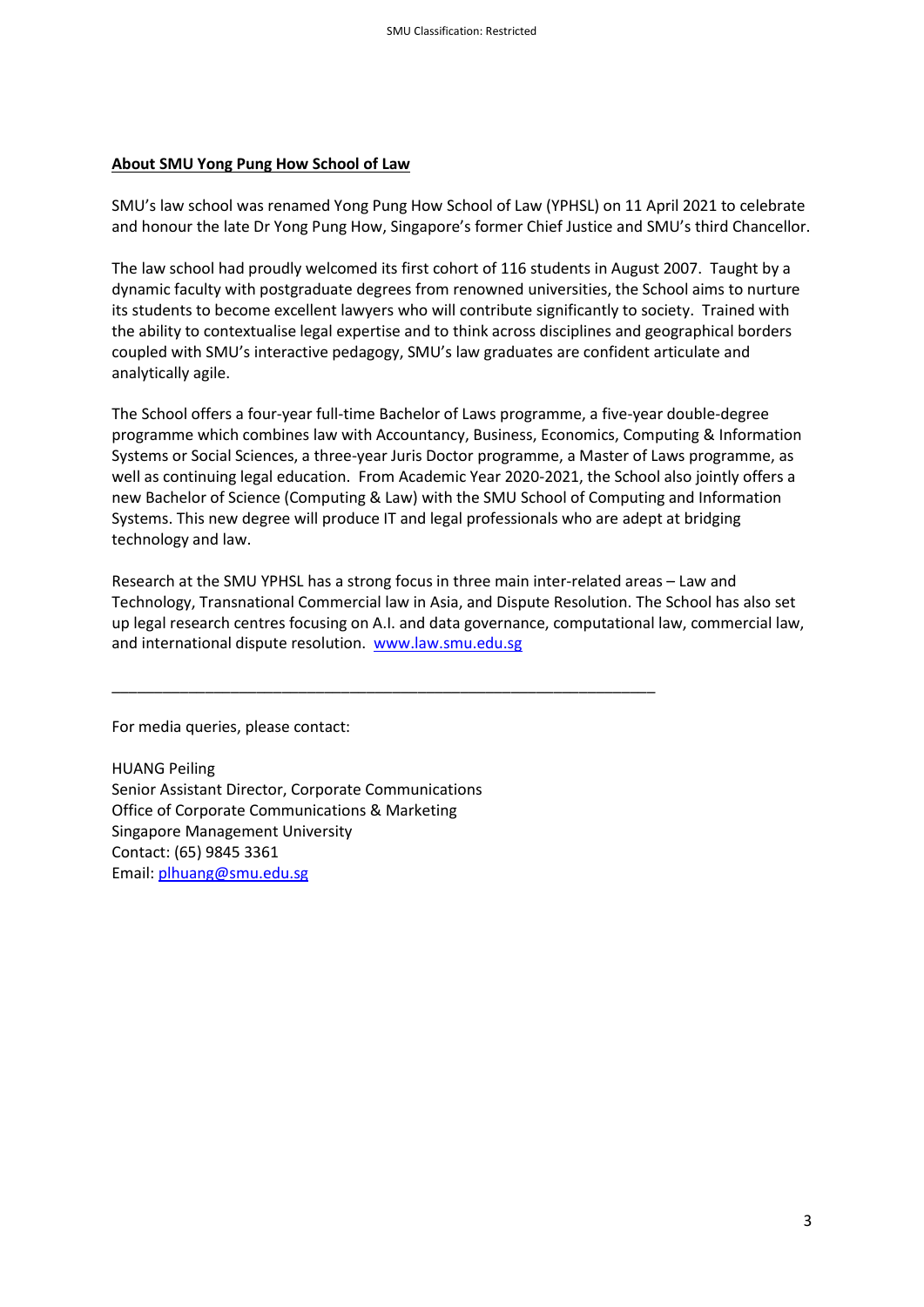**About SMU Yong Pung How School of Law**

SMU's law school was renamed Yong Pung How School of Law (YPHSL) on 11 April 2021 to celebrate and honour the late Dr Yong Pung How, Singapore's former Chief Justice and SMU's third Chancellor.

The law school had proudly welcomed its first cohort of 116 students in August 2007. Taught by a dynamic faculty with postgraduate degrees from renowned universities, the School aims to nurture its students to become excellent lawyers who will contribute significantly to society. Trained with the ability to contextualise legal expertise and to think across disciplines and geographical borders coupled with SMU's interactive pedagogy, SMU's law graduates are confident articulate and analytically agile.

The School offers a four-year full-time Bachelor of Laws programme, a five-year double-degree programme which combines law with Accountancy, Business, Economics, Computing & Information Systems or Social Sciences, a three-year Juris Doctor programme, a Master of Laws programme, as well as continuing legal education. From Academic Year 2020-2021, the School also jointly offers a new Bachelor of Science (Computing & Law) with the SMU School of Computing and Information Systems. This new degree will produce IT and legal professionals who are adept at bridging technology and law.

Research at the SMU YPHSL has a strong focus in three main inter-related areas – Law and Technology, Transnational Commercial law in Asia, and Dispute Resolution. The School has also set up legal research centres focusing on A.I. and data governance, computational law, commercial law, and international dispute resolution. [www.law.smu.edu.sg](http://www.law.smu.edu.sg)

---

For media queries, please contact:

HUANG Peiling
Senior Assistant Director, Corporate Communications
Office of Corporate Communications & Marketing
Singapore Management University
Contact: (65) 9845 3361
Email: [plhuang@smu.edu.sg](mailto:plhuang@smu.edu.sg)